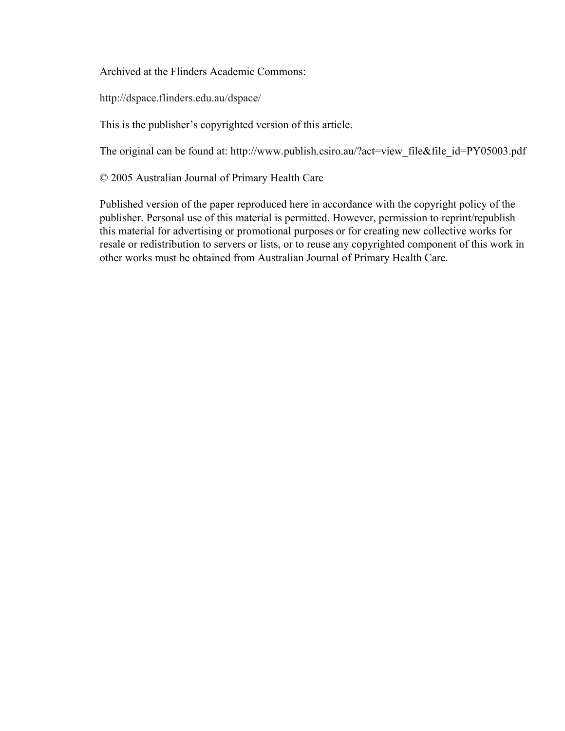Archived at the Flinders Academic Commons:

http://dspace.flinders.edu.au/dspace/

This is the publisher's copyrighted version of this article.

The original can be found at: http://www.publish.csiro.au/?act=view_file&file_id=PY05003.pdf

© 2005 Australian Journal of Primary Health Care

Published version of the paper reproduced here in accordance with the copyright policy of the publisher. Personal use of this material is permitted. However, permission to reprint/republish this material for advertising or promotional purposes or for creating new collective works for resale or redistribution to servers or lists, or to reuse any copyrighted component of this work in other works must be obtained from Australian Journal of Primary Health Care.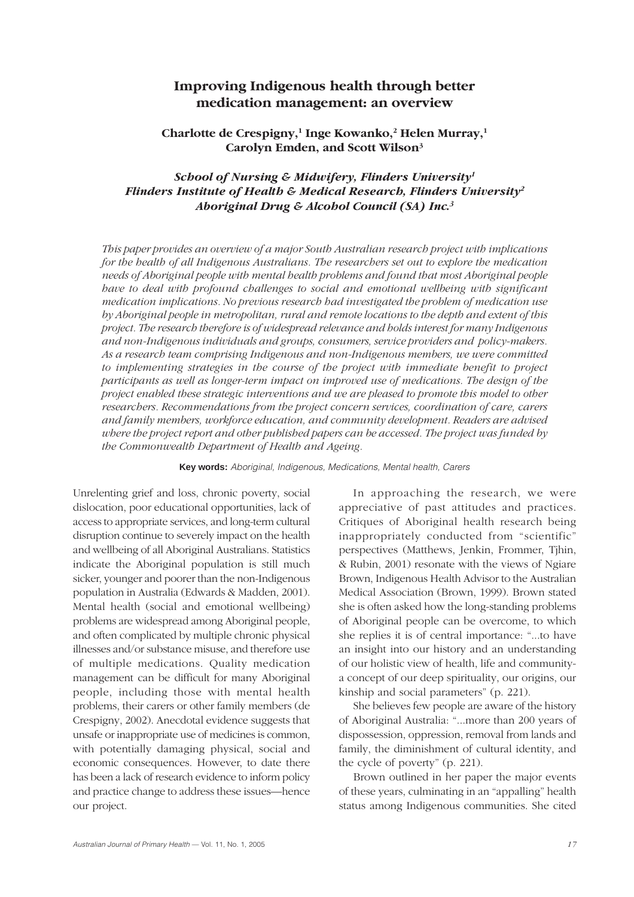# Improving Indigenous health through better medication management: an overview

**Charlotte de Crespigny,[1] Inge Kowanko,[2] Helen Murray,[1] Carolyn Emden, and Scott Wilson[3]**

***School of Nursing & Midwifery, Flinders University[1]***
***Flinders Institute of Health & Medical Research, Flinders University[2]***
***Aboriginal Drug & Alcohol Council (SA) Inc.[3]***

*This paper provides an overview of a major South Australian research project with implications for the health of all Indigenous Australians. The researchers set out to explore the medication needs of Aboriginal people with mental health problems and found that most Aboriginal people have to deal with profound challenges to social and emotional wellbeing with significant medication implications. No previous research had investigated the problem of medication use by Aboriginal people in metropolitan, rural and remote locations to the depth and extent of this project. The research therefore is of widespread relevance and holds interest for many Indigenous and non-Indigenous individuals and groups, consumers, service providers and policy-makers. As a research team comprising Indigenous and non-Indigenous members, we were committed to implementing strategies in the course of the project with immediate benefit to project participants as well as longer-term impact on improved use of medications. The design of the project enabled these strategic interventions and we are pleased to promote this model to other researchers. Recommendations from the project concern services, coordination of care, carers and family members, workforce education, and community development. Readers are advised where the project report and other published papers can be accessed. The project was funded by the Commonwealth Department of Health and Ageing.*

**Key words:** *Aboriginal, Indigenous, Medications, Mental health, Carers*

Unrelenting grief and loss, chronic poverty, social dislocation, poor educational opportunities, lack of access to appropriate services, and long-term cultural disruption continue to severely impact on the health and wellbeing of all Aboriginal Australians. Statistics indicate the Aboriginal population is still much sicker, younger and poorer than the non-Indigenous population in Australia (Edwards & Madden, 2001). Mental health (social and emotional wellbeing) problems are widespread among Aboriginal people, and often complicated by multiple chronic physical illnesses and/or substance misuse, and therefore use of multiple medications. Quality medication management can be difficult for many Aboriginal people, including those with mental health problems, their carers or other family members (de Crespigny, 2002). Anecdotal evidence suggests that unsafe or inappropriate use of medicines is common, with potentially damaging physical, social and economic consequences. However, to date there has been a lack of research evidence to inform policy and practice change to address these issues—hence our project.

In approaching the research, we were appreciative of past attitudes and practices. Critiques of Aboriginal health research being inappropriately conducted from "scientific" perspectives (Matthews, Jenkin, Frommer, Tjhin, & Rubin, 2001) resonate with the views of Ngiare Brown, Indigenous Health Advisor to the Australian Medical Association (Brown, 1999). Brown stated she is often asked how the long-standing problems of Aboriginal people can be overcome, to which she replies it is of central importance: "...to have an insight into our history and an understanding of our holistic view of health, life and community-a concept of our deep spirituality, our origins, our kinship and social parameters" (p. 221).

She believes few people are aware of the history of Aboriginal Australia: "...more than 200 years of dispossession, oppression, removal from lands and family, the diminishment of cultural identity, and the cycle of poverty" (p. 221).

Brown outlined in her paper the major events of these years, culminating in an "appalling" health status among Indigenous communities. She cited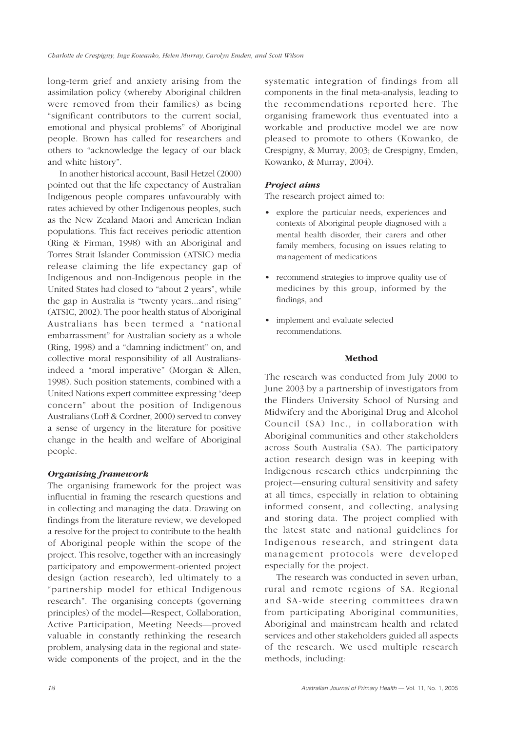long-term grief and anxiety arising from the assimilation policy (whereby Aboriginal children were removed from their families) as being "significant contributors to the current social, emotional and physical problems" of Aboriginal people. Brown has called for researchers and others to "acknowledge the legacy of our black and white history".

In another historical account, Basil Hetzel (2000) pointed out that the life expectancy of Australian Indigenous people compares unfavourably with rates achieved by other Indigenous peoples, such as the New Zealand Maori and American Indian populations. This fact receives periodic attention (Ring & Firman, 1998) with an Aboriginal and Torres Strait Islander Commission (ATSIC) media release claiming the life expectancy gap of Indigenous and non-Indigenous people in the United States had closed to "about 2 years", while the gap in Australia is "twenty years...and rising" (ATSIC, 2002). The poor health status of Aboriginal Australians has been termed a "national embarrassment" for Australian society as a whole (Ring, 1998) and a "damning indictment" on, and collective moral responsibility of all Australians-indeed a "moral imperative" (Morgan & Allen, 1998). Such position statements, combined with a United Nations expert committee expressing "deep concern" about the position of Indigenous Australians (Loff & Cordner, 2000) served to convey a sense of urgency in the literature for positive change in the health and welfare of Aboriginal people.

### *Organising framework*

The organising framework for the project was influential in framing the research questions and in collecting and managing the data. Drawing on findings from the literature review, we developed a resolve for the project to contribute to the health of Aboriginal people within the scope of the project. This resolve, together with an increasingly participatory and empowerment-oriented project design (action research), led ultimately to a "partnership model for ethical Indigenous research". The organising concepts (governing principles) of the model—Respect, Collaboration, Active Participation, Meeting Needs—proved valuable in constantly rethinking the research problem, analysing data in the regional and state-wide components of the project, and in the the systematic integration of findings from all components in the final meta-analysis, leading to the recommendations reported here. The organising framework thus eventuated into a workable and productive model we are now pleased to promote to others (Kowanko, de Crespigny, & Murray, 2003; de Crespigny, Emden, Kowanko, & Murray, 2004).

### *Project aims*

The research project aimed to:

- explore the particular needs, experiences and contexts of Aboriginal people diagnosed with a mental health disorder, their carers and other family members, focusing on issues relating to management of medications
- recommend strategies to improve quality use of medicines by this group, informed by the findings, and
- implement and evaluate selected recommendations.

## Method

The research was conducted from July 2000 to June 2003 by a partnership of investigators from the Flinders University School of Nursing and Midwifery and the Aboriginal Drug and Alcohol Council (SA) Inc., in collaboration with Aboriginal communities and other stakeholders across South Australia (SA). The participatory action research design was in keeping with Indigenous research ethics underpinning the project—ensuring cultural sensitivity and safety at all times, especially in relation to obtaining informed consent, and collecting, analysing and storing data. The project complied with the latest state and national guidelines for Indigenous research, and stringent data management protocols were developed especially for the project.

The research was conducted in seven urban, rural and remote regions of SA. Regional and SA-wide steering committees drawn from participating Aboriginal communities, Aboriginal and mainstream health and related services and other stakeholders guided all aspects of the research. We used multiple research methods, including: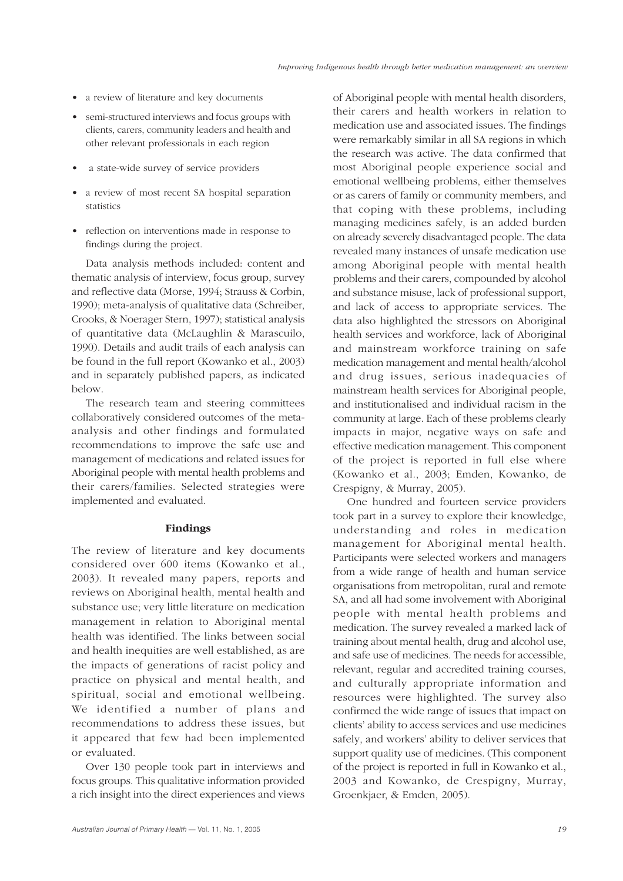- a review of literature and key documents
- semi-structured interviews and focus groups with clients, carers, community leaders and health and other relevant professionals in each region
- a state-wide survey of service providers
- a review of most recent SA hospital separation statistics
- reflection on interventions made in response to findings during the project.

Data analysis methods included: content and thematic analysis of interview, focus group, survey and reflective data (Morse, 1994; Strauss & Corbin, 1990); meta-analysis of qualitative data (Schreiber, Crooks, & Noerager Stern, 1997); statistical analysis of quantitative data (McLaughlin & Marascuilo, 1990). Details and audit trails of each analysis can be found in the full report (Kowanko et al., 2003) and in separately published papers, as indicated below.

The research team and steering committees collaboratively considered outcomes of the meta-analysis and other findings and formulated recommendations to improve the safe use and management of medications and related issues for Aboriginal people with mental health problems and their carers/families. Selected strategies were implemented and evaluated.

## Findings

The review of literature and key documents considered over 600 items (Kowanko et al., 2003). It revealed many papers, reports and reviews on Aboriginal health, mental health and substance use; very little literature on medication management in relation to Aboriginal mental health was identified. The links between social and health inequities are well established, as are the impacts of generations of racist policy and practice on physical and mental health, and spiritual, social and emotional wellbeing. We identified a number of plans and recommendations to address these issues, but it appeared that few had been implemented or evaluated.

Over 130 people took part in interviews and focus groups. This qualitative information provided a rich insight into the direct experiences and views of Aboriginal people with mental health disorders, their carers and health workers in relation to medication use and associated issues. The findings were remarkably similar in all SA regions in which the research was active. The data confirmed that most Aboriginal people experience social and emotional wellbeing problems, either themselves or as carers of family or community members, and that coping with these problems, including managing medicines safely, is an added burden on already severely disadvantaged people. The data revealed many instances of unsafe medication use among Aboriginal people with mental health problems and their carers, compounded by alcohol and substance misuse, lack of professional support, and lack of access to appropriate services. The data also highlighted the stressors on Aboriginal health services and workforce, lack of Aboriginal and mainstream workforce training on safe medication management and mental health/alcohol and drug issues, serious inadequacies of mainstream health services for Aboriginal people, and institutionalised and individual racism in the community at large. Each of these problems clearly impacts in major, negative ways on safe and effective medication management. This component of the project is reported in full else where (Kowanko et al., 2003; Emden, Kowanko, de Crespigny, & Murray, 2005).

One hundred and fourteen service providers took part in a survey to explore their knowledge, understanding and roles in medication management for Aboriginal mental health. Participants were selected workers and managers from a wide range of health and human service organisations from metropolitan, rural and remote SA, and all had some involvement with Aboriginal people with mental health problems and medication. The survey revealed a marked lack of training about mental health, drug and alcohol use, and safe use of medicines. The needs for accessible, relevant, regular and accredited training courses, and culturally appropriate information and resources were highlighted. The survey also confirmed the wide range of issues that impact on clients' ability to access services and use medicines safely, and workers' ability to deliver services that support quality use of medicines. (This component of the project is reported in full in Kowanko et al., 2003 and Kowanko, de Crespigny, Murray, Groenkjaer, & Emden, 2005).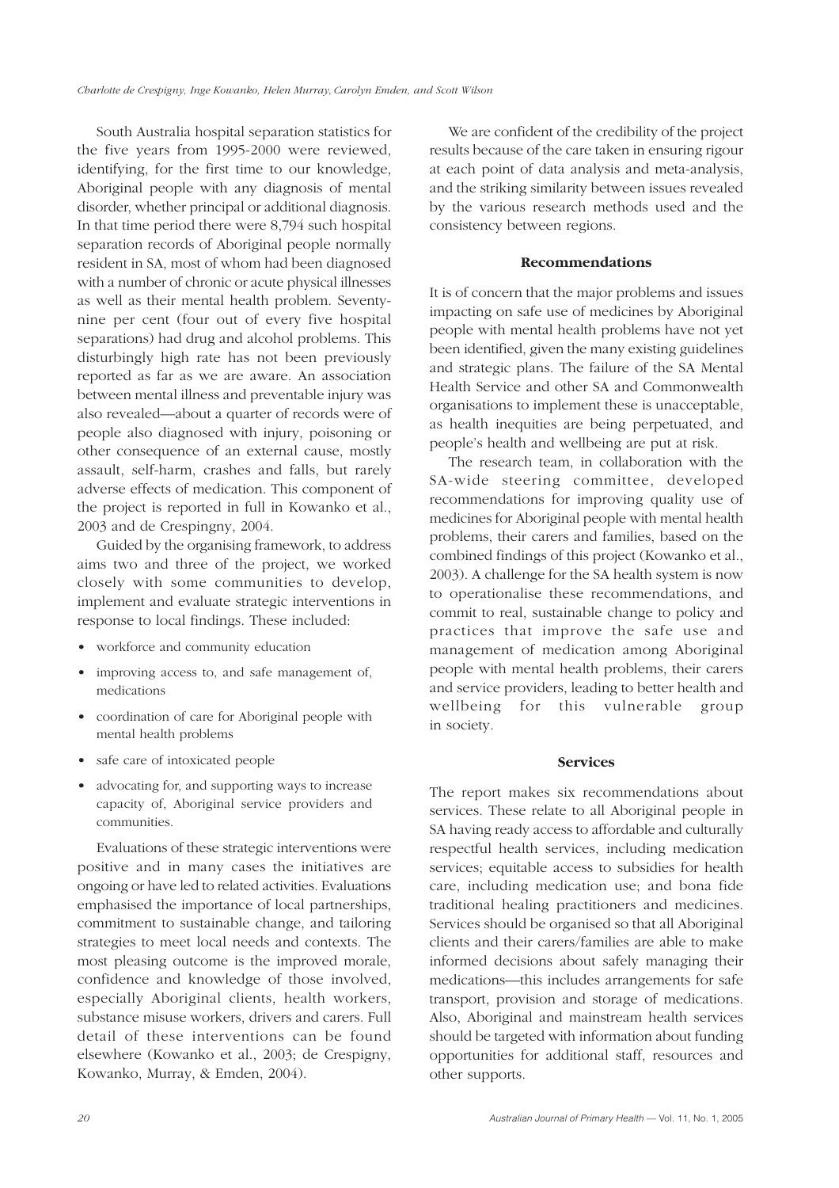South Australia hospital separation statistics for the five years from 1995-2000 were reviewed, identifying, for the first time to our knowledge, Aboriginal people with any diagnosis of mental disorder, whether principal or additional diagnosis. In that time period there were 8,794 such hospital separation records of Aboriginal people normally resident in SA, most of whom had been diagnosed with a number of chronic or acute physical illnesses as well as their mental health problem. Seventy-nine per cent (four out of every five hospital separations) had drug and alcohol problems. This disturbingly high rate has not been previously reported as far as we are aware. An association between mental illness and preventable injury was also revealed—about a quarter of records were of people also diagnosed with injury, poisoning or other consequence of an external cause, mostly assault, self-harm, crashes and falls, but rarely adverse effects of medication. This component of the project is reported in full in Kowanko et al., 2003 and de Crespingny, 2004.

Guided by the organising framework, to address aims two and three of the project, we worked closely with some communities to develop, implement and evaluate strategic interventions in response to local findings. These included:

- workforce and community education
- improving access to, and safe management of, medications
- coordination of care for Aboriginal people with mental health problems
- safe care of intoxicated people
- advocating for, and supporting ways to increase capacity of, Aboriginal service providers and communities.

Evaluations of these strategic interventions were positive and in many cases the initiatives are ongoing or have led to related activities. Evaluations emphasised the importance of local partnerships, commitment to sustainable change, and tailoring strategies to meet local needs and contexts. The most pleasing outcome is the improved morale, confidence and knowledge of those involved, especially Aboriginal clients, health workers, substance misuse workers, drivers and carers. Full detail of these interventions can be found elsewhere (Kowanko et al., 2003; de Crespigny, Kowanko, Murray, & Emden, 2004).

We are confident of the credibility of the project results because of the care taken in ensuring rigour at each point of data analysis and meta-analysis, and the striking similarity between issues revealed by the various research methods used and the consistency between regions.

## Recommendations

It is of concern that the major problems and issues impacting on safe use of medicines by Aboriginal people with mental health problems have not yet been identified, given the many existing guidelines and strategic plans. The failure of the SA Mental Health Service and other SA and Commonwealth organisations to implement these is unacceptable, as health inequities are being perpetuated, and people's health and wellbeing are put at risk.

The research team, in collaboration with the SA-wide steering committee, developed recommendations for improving quality use of medicines for Aboriginal people with mental health problems, their carers and families, based on the combined findings of this project (Kowanko et al., 2003). A challenge for the SA health system is now to operationalise these recommendations, and commit to real, sustainable change to policy and practices that improve the safe use and management of medication among Aboriginal people with mental health problems, their carers and service providers, leading to better health and wellbeing for this vulnerable group in society.

### Services

The report makes six recommendations about services. These relate to all Aboriginal people in SA having ready access to affordable and culturally respectful health services, including medication services; equitable access to subsidies for health care, including medication use; and bona fide traditional healing practitioners and medicines. Services should be organised so that all Aboriginal clients and their carers/families are able to make informed decisions about safely managing their medications—this includes arrangements for safe transport, provision and storage of medications. Also, Aboriginal and mainstream health services should be targeted with information about funding opportunities for additional staff, resources and other supports.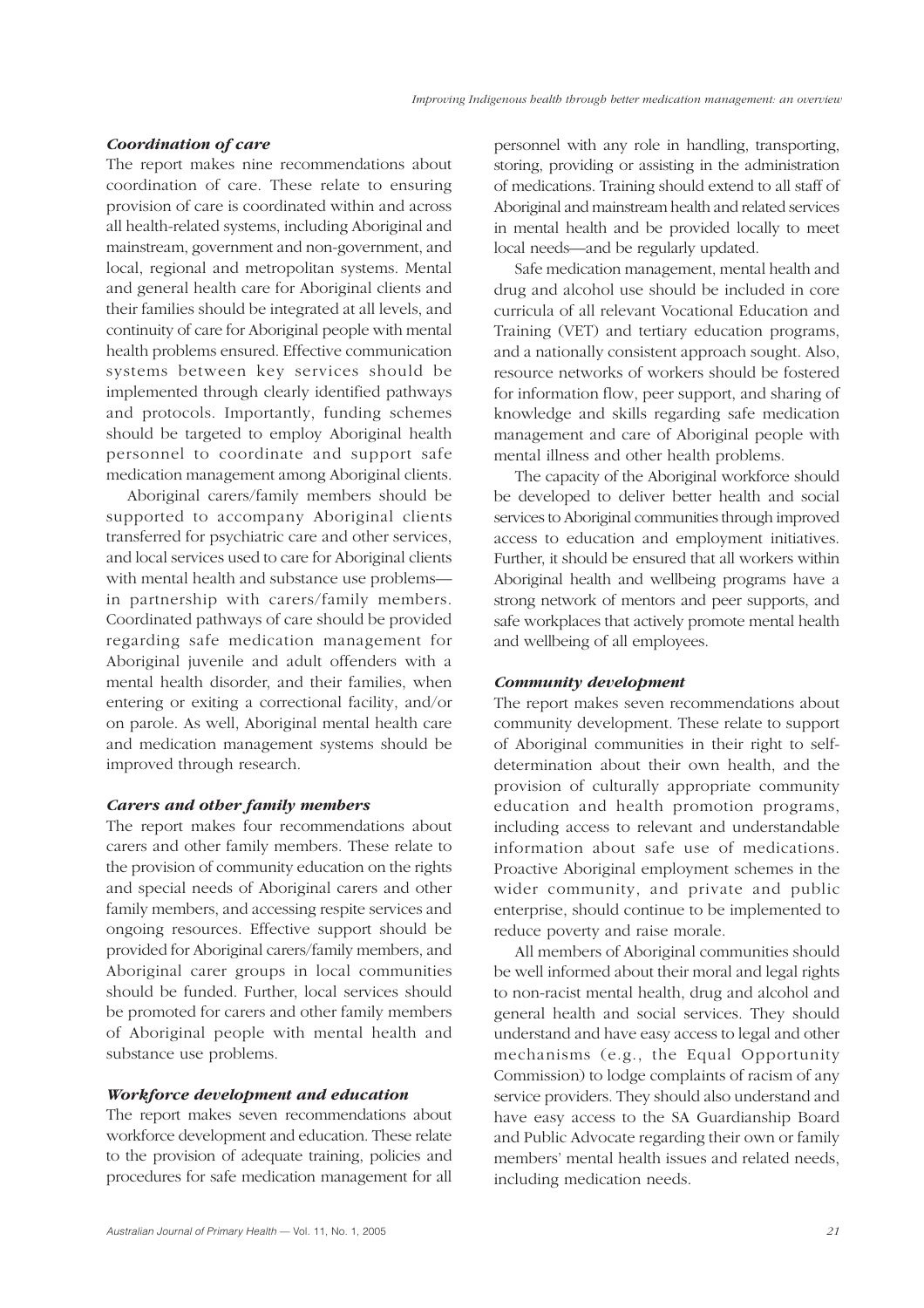### *Coordination of care*

The report makes nine recommendations about coordination of care. These relate to ensuring provision of care is coordinated within and across all health-related systems, including Aboriginal and mainstream, government and non-government, and local, regional and metropolitan systems. Mental and general health care for Aboriginal clients and their families should be integrated at all levels, and continuity of care for Aboriginal people with mental health problems ensured. Effective communication systems between key services should be implemented through clearly identified pathways and protocols. Importantly, funding schemes should be targeted to employ Aboriginal health personnel to coordinate and support safe medication management among Aboriginal clients.

Aboriginal carers/family members should be supported to accompany Aboriginal clients transferred for psychiatric care and other services, and local services used to care for Aboriginal clients with mental health and substance use problems—in partnership with carers/family members. Coordinated pathways of care should be provided regarding safe medication management for Aboriginal juvenile and adult offenders with a mental health disorder, and their families, when entering or exiting a correctional facility, and/or on parole. As well, Aboriginal mental health care and medication management systems should be improved through research.

### *Carers and other family members*

The report makes four recommendations about carers and other family members. These relate to the provision of community education on the rights and special needs of Aboriginal carers and other family members, and accessing respite services and ongoing resources. Effective support should be provided for Aboriginal carers/family members, and Aboriginal carer groups in local communities should be funded. Further, local services should be promoted for carers and other family members of Aboriginal people with mental health and substance use problems.

### *Workforce development and education*

The report makes seven recommendations about workforce development and education. These relate to the provision of adequate training, policies and procedures for safe medication management for all personnel with any role in handling, transporting, storing, providing or assisting in the administration of medications. Training should extend to all staff of Aboriginal and mainstream health and related services in mental health and be provided locally to meet local needs—and be regularly updated.

Safe medication management, mental health and drug and alcohol use should be included in core curricula of all relevant Vocational Education and Training (VET) and tertiary education programs, and a nationally consistent approach sought. Also, resource networks of workers should be fostered for information flow, peer support, and sharing of knowledge and skills regarding safe medication management and care of Aboriginal people with mental illness and other health problems.

The capacity of the Aboriginal workforce should be developed to deliver better health and social services to Aboriginal communities through improved access to education and employment initiatives. Further, it should be ensured that all workers within Aboriginal health and wellbeing programs have a strong network of mentors and peer supports, and safe workplaces that actively promote mental health and wellbeing of all employees.

### *Community development*

The report makes seven recommendations about community development. These relate to support of Aboriginal communities in their right to self-determination about their own health, and the provision of culturally appropriate community education and health promotion programs, including access to relevant and understandable information about safe use of medications. Proactive Aboriginal employment schemes in the wider community, and private and public enterprise, should continue to be implemented to reduce poverty and raise morale.

All members of Aboriginal communities should be well informed about their moral and legal rights to non-racist mental health, drug and alcohol and general health and social services. They should understand and have easy access to legal and other mechanisms (e.g., the Equal Opportunity Commission) to lodge complaints of racism of any service providers. They should also understand and have easy access to the SA Guardianship Board and Public Advocate regarding their own or family members' mental health issues and related needs, including medication needs.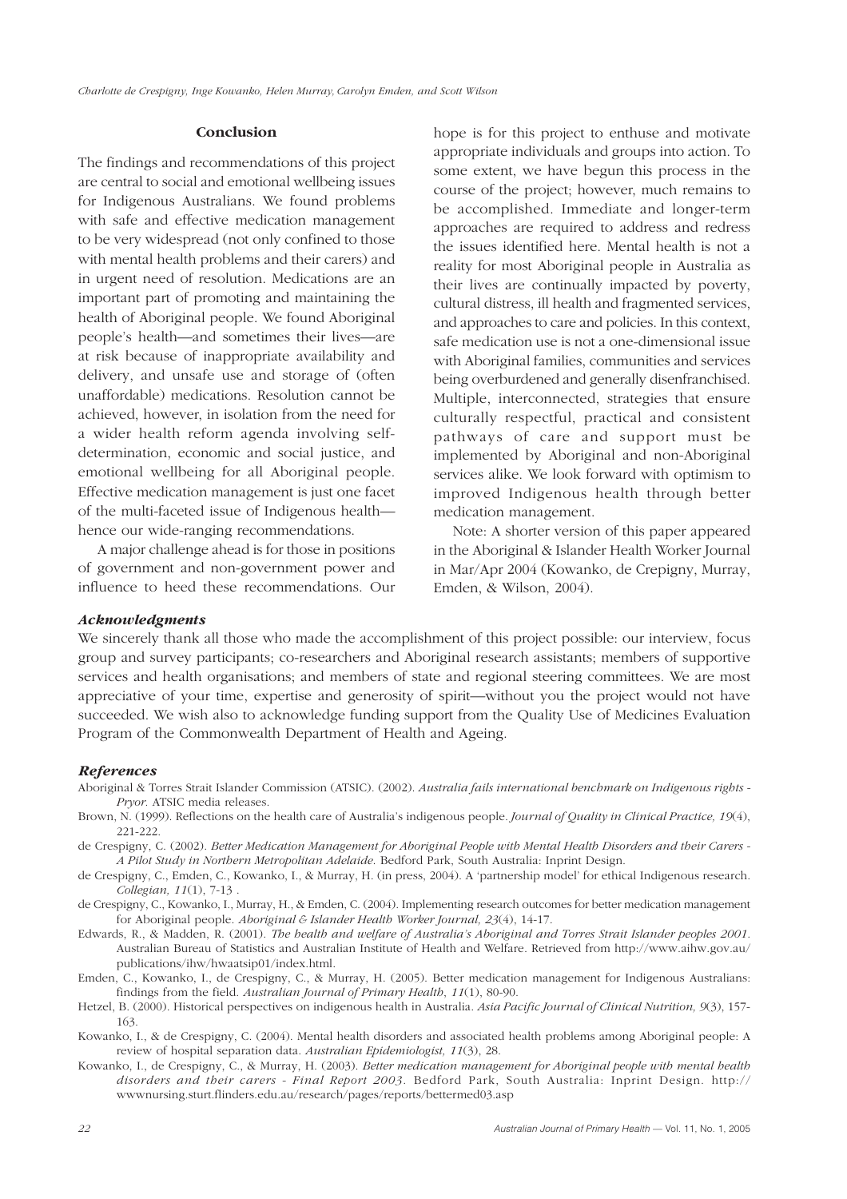## Conclusion

The findings and recommendations of this project are central to social and emotional wellbeing issues for Indigenous Australians. We found problems with safe and effective medication management to be very widespread (not only confined to those with mental health problems and their carers) and in urgent need of resolution. Medications are an important part of promoting and maintaining the health of Aboriginal people. We found Aboriginal people's health—and sometimes their lives—are at risk because of inappropriate availability and delivery, and unsafe use and storage of (often unaffordable) medications. Resolution cannot be achieved, however, in isolation from the need for a wider health reform agenda involving self-determination, economic and social justice, and emotional wellbeing for all Aboriginal people. Effective medication management is just one facet of the multi-faceted issue of Indigenous health—hence our wide-ranging recommendations.

A major challenge ahead is for those in positions of government and non-government power and influence to heed these recommendations. Our hope is for this project to enthuse and motivate appropriate individuals and groups into action. To some extent, we have begun this process in the course of the project; however, much remains to be accomplished. Immediate and longer-term approaches are required to address and redress the issues identified here. Mental health is not a reality for most Aboriginal people in Australia as their lives are continually impacted by poverty, cultural distress, ill health and fragmented services, and approaches to care and policies. In this context, safe medication use is not a one-dimensional issue with Aboriginal families, communities and services being overburdened and generally disenfranchised. Multiple, interconnected, strategies that ensure culturally respectful, practical and consistent pathways of care and support must be implemented by Aboriginal and non-Aboriginal services alike. We look forward with optimism to improved Indigenous health through better medication management.

Note: A shorter version of this paper appeared in the Aboriginal & Islander Health Worker Journal in Mar/Apr 2004 (Kowanko, de Crepigny, Murray, Emden, & Wilson, 2004).

### *Acknowledgments*

We sincerely thank all those who made the accomplishment of this project possible: our interview, focus group and survey participants; co-researchers and Aboriginal research assistants; members of supportive services and health organisations; and members of state and regional steering committees. We are most appreciative of your time, expertise and generosity of spirit—without you the project would not have succeeded. We wish also to acknowledge funding support from the Quality Use of Medicines Evaluation Program of the Commonwealth Department of Health and Ageing.

### *References*

Aboriginal & Torres Strait Islander Commission (ATSIC). (2002). *Australia fails international benchmark on Indigenous rights - Pryor.* ATSIC media releases.

Brown, N. (1999). Reflections on the health care of Australia's indigenous people. *Journal of Quality in Clinical Practice, 19*(4), 221-222.

de Crespigny, C. (2002). *Better Medication Management for Aboriginal People with Mental Health Disorders and their Carers - A Pilot Study in Northern Metropolitan Adelaide.* Bedford Park, South Australia: Inprint Design.

de Crespigny, C., Emden, C., Kowanko, I., & Murray, H. (in press, 2004). A 'partnership model' for ethical Indigenous research. *Collegian, 11*(1), 7-13 .

de Crespigny, C., Kowanko, I., Murray, H., & Emden, C. (2004). Implementing research outcomes for better medication management for Aboriginal people. *Aboriginal & Islander Health Worker Journal, 23*(4), 14-17.

Edwards, R., & Madden, R. (2001). *The health and welfare of Australia's Aboriginal and Torres Strait Islander peoples 2001.* Australian Bureau of Statistics and Australian Institute of Health and Welfare. Retrieved from http://www.aihw.gov.au/publications/ihw/hwaatsip01/index.html.

Emden, C., Kowanko, I., de Crespigny, C., & Murray, H. (2005). Better medication management for Indigenous Australians: findings from the field. *Australian Journal of Primary Health*, *11*(1), 80-90.

Hetzel, B. (2000). Historical perspectives on indigenous health in Australia. *Asia Pacific Journal of Clinical Nutrition, 9*(3), 157-163.

Kowanko, I., & de Crespigny, C. (2004). Mental health disorders and associated health problems among Aboriginal people: A review of hospital separation data. *Australian Epidemiologist, 11*(3), 28.

Kowanko, I., de Crespigny, C., & Murray, H. (2003). *Better medication management for Aboriginal people with mental health disorders and their carers - Final Report 2003.* Bedford Park, South Australia: Inprint Design. http://wwwnursing.sturt.flinders.edu.au/research/pages/reports/bettermed03.asp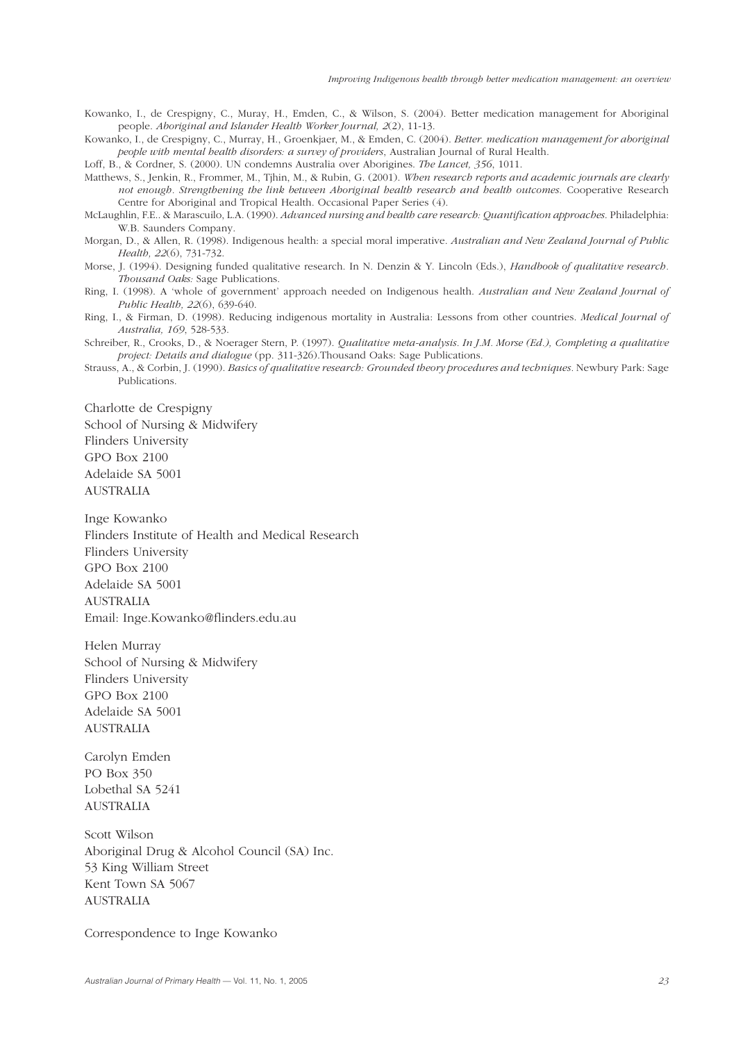Kowanko, I., de Crespigny, C., Muray, H., Emden, C., & Wilson, S. (2004). Better medication management for Aboriginal people. *Aboriginal and Islander Health Worker Journal, 2*(2), 11-13.

Kowanko, I., de Crespigny, C., Murray, H., Groenkjaer, M., & Emden, C. (2004). *Better. medication management for aboriginal people with mental health disorders: a survey of providers*, Australian Journal of Rural Health.

Loff, B., & Cordner, S. (2000). UN condemns Australia over Aborigines. *The Lancet, 356*, 1011.

Matthews, S., Jenkin, R., Frommer, M., Tjhin, M., & Rubin, G. (2001). *When research reports and academic journals are clearly not enough. Strengthening the link between Aboriginal health research and health outcomes*. Cooperative Research Centre for Aboriginal and Tropical Health. Occasional Paper Series (4).

McLaughlin, F.E.. & Marascuilo, L.A. (1990). *Advanced nursing and health care research: Quantification approaches*. Philadelphia: W.B. Saunders Company.

Morgan, D., & Allen, R. (1998). Indigenous health: a special moral imperative. *Australian and New Zealand Journal of Public Health, 22*(6), 731-732.

Morse, J. (1994). Designing funded qualitative research. In N. Denzin & Y. Lincoln (Eds.), *Handbook of qualitative research*. *Thousand Oaks:* Sage Publications.

Ring, I. (1998). A 'whole of government' approach needed on Indigenous health. *Australian and New Zealand Journal of Public Health, 22*(6), 639-640.

Ring, I., & Firman, D. (1998). Reducing indigenous mortality in Australia: Lessons from other countries. *Medical Journal of Australia, 169*, 528-533.

Schreiber, R., Crooks, D., & Noerager Stern, P. (1997). *Qualitative meta-analysis. In J.M. Morse (Ed.), Completing a qualitative project: Details and dialogue* (pp. 311-326).Thousand Oaks: Sage Publications.

Strauss, A., & Corbin, J. (1990). *Basics of qualitative research: Grounded theory procedures and techniques*. Newbury Park: Sage Publications.

Charlotte de Crespigny
School of Nursing & Midwifery
Flinders University
GPO Box 2100
Adelaide SA 5001
AUSTRALIA

Inge Kowanko
Flinders Institute of Health and Medical Research
Flinders University
GPO Box 2100
Adelaide SA 5001
AUSTRALIA
Email: Inge.Kowanko@flinders.edu.au

Helen Murray
School of Nursing & Midwifery
Flinders University
GPO Box 2100
Adelaide SA 5001
AUSTRALIA

Carolyn Emden
PO Box 350
Lobethal SA 5241
AUSTRALIA

Scott Wilson
Aboriginal Drug & Alcohol Council (SA) Inc.
53 King William Street
Kent Town SA 5067
AUSTRALIA

Correspondence to Inge Kowanko